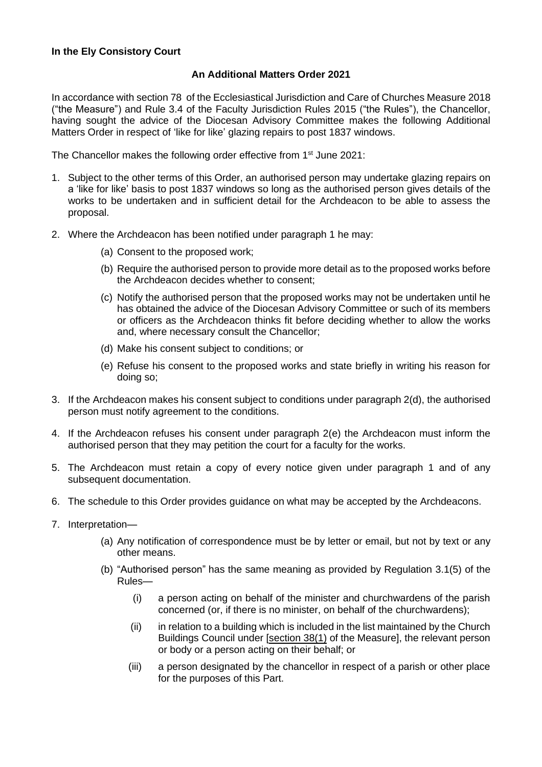**In the Ely Consistory Court**

**An Additional Matters Order 2021**

In accordance with section 78 of the Ecclesiastical Jurisdiction and Care of Churches Measure 2018 ("the Measure") and Rule 3.4 of the Faculty Jurisdiction Rules 2015 ("the Rules"), the Chancellor, having sought the advice of the Diocesan Advisory Committee makes the following Additional Matters Order in respect of 'like for like' glazing repairs to post 1837 windows.

The Chancellor makes the following order effective from 1st June 2021:

1. Subject to the other terms of this Order, an authorised person may undertake glazing repairs on a 'like for like' basis to post 1837 windows so long as the authorised person gives details of the works to be undertaken and in sufficient detail for the Archdeacon to be able to assess the proposal.

2. Where the Archdeacon has been notified under paragraph 1 he may:

   (a) Consent to the proposed work;

   (b) Require the authorised person to provide more detail as to the proposed works before the Archdeacon decides whether to consent;

   (c) Notify the authorised person that the proposed works may not be undertaken until he has obtained the advice of the Diocesan Advisory Committee or such of its members or officers as the Archdeacon thinks fit before deciding whether to allow the works and, where necessary consult the Chancellor;

   (d) Make his consent subject to conditions; or

   (e) Refuse his consent to the proposed works and state briefly in writing his reason for doing so;

3. If the Archdeacon makes his consent subject to conditions under paragraph 2(d), the authorised person must notify agreement to the conditions.

4. If the Archdeacon refuses his consent under paragraph 2(e) the Archdeacon must inform the authorised person that they may petition the court for a faculty for the works.

5. The Archdeacon must retain a copy of every notice given under paragraph 1 and of any subsequent documentation.

6. The schedule to this Order provides guidance on what may be accepted by the Archdeacons.

7. Interpretation—

   (a) Any notification of correspondence must be by letter or email, but not by text or any other means.

   (b) "Authorised person" has the same meaning as provided by Regulation 3.1(5) of the Rules—

      (i) a person acting on behalf of the minister and churchwardens of the parish concerned (or, if there is no minister, on behalf of the churchwardens);

      (ii) in relation to a building which is included in the list maintained by the Church Buildings Council under [section 38(1) of the Measure], the relevant person or body or a person acting on their behalf; or

      (iii) a person designated by the chancellor in respect of a parish or other place for the purposes of this Part.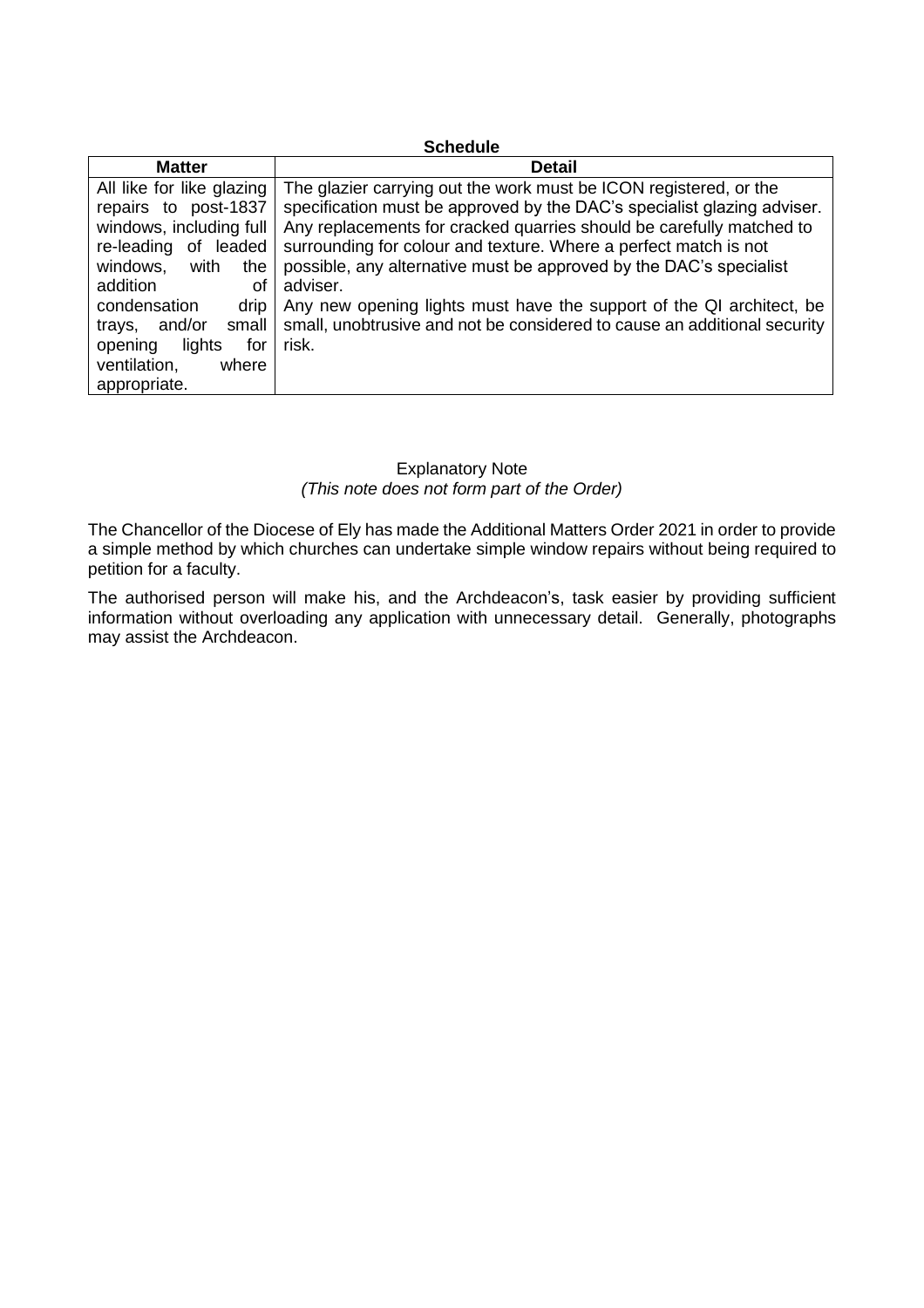**Schedule**

| Matter | Detail |
| --- | --- |
| All like for like glazing repairs to post-1837 windows, including full re-leading of leaded windows, with the addition of condensation drip trays, and/or small opening lights for ventilation, where appropriate. | The glazier carrying out the work must be ICON registered, or the specification must be approved by the DAC's specialist glazing adviser. Any replacements for cracked quarries should be carefully matched to surrounding for colour and texture. Where a perfect match is not possible, any alternative must be approved by the DAC's specialist adviser.<br>Any new opening lights must have the support of the QI architect, be small, unobtrusive and not be considered to cause an additional security risk. |

Explanatory Note
*(This note does not form part of the Order)*

The Chancellor of the Diocese of Ely has made the Additional Matters Order 2021 in order to provide a simple method by which churches can undertake simple window repairs without being required to petition for a faculty.

The authorised person will make his, and the Archdeacon's, task easier by providing sufficient information without overloading any application with unnecessary detail. Generally, photographs may assist the Archdeacon.